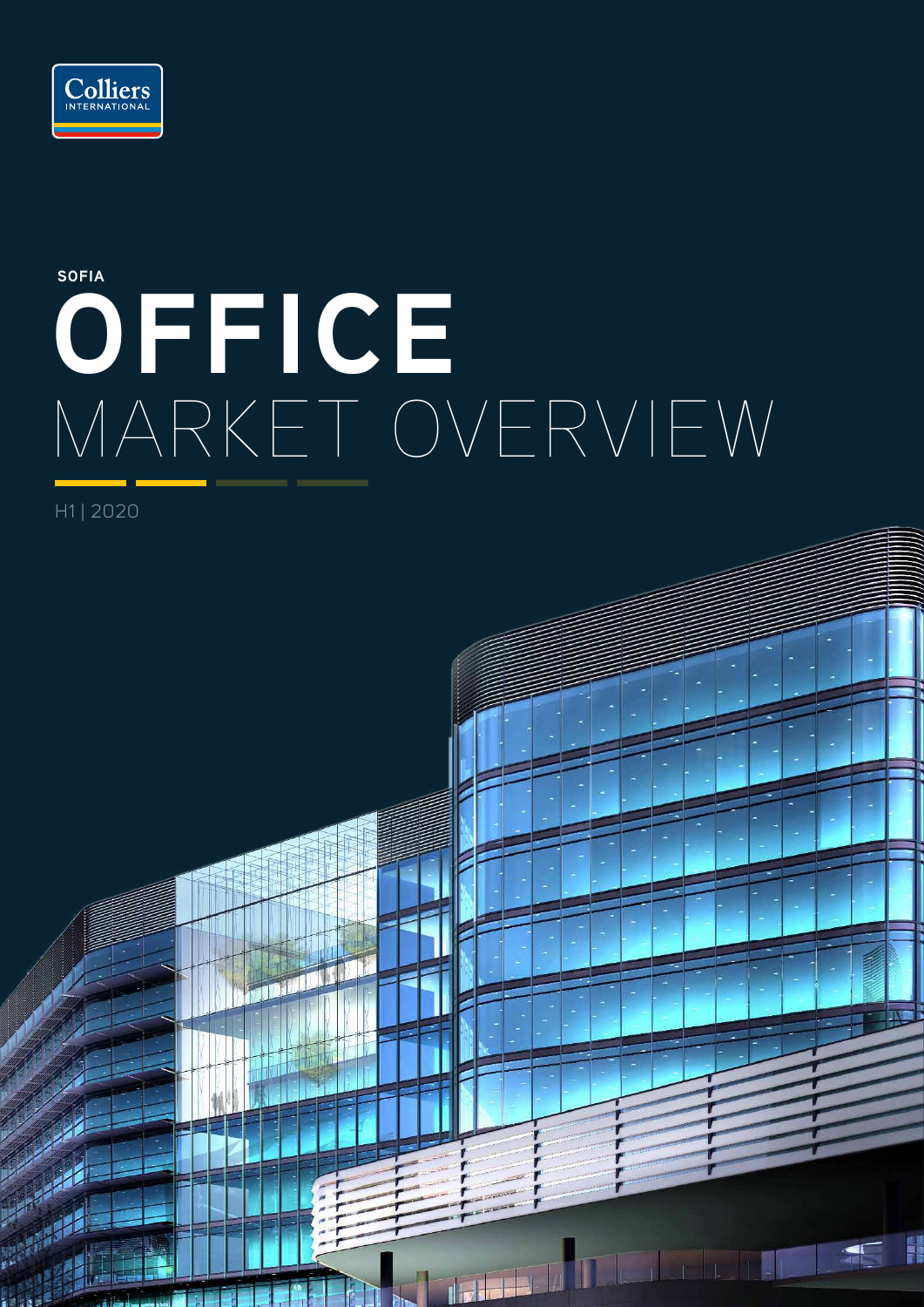Colliers INTERNATIONAL

SOFIA

# OFFICE MARKET OVERVIEW

H1 | 2020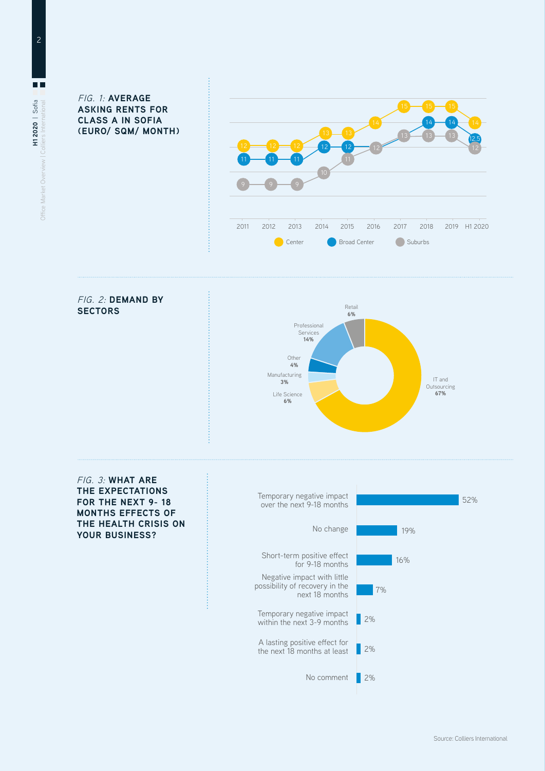*FIG. 1:* **AVERAGE ASKING RENTS FOR CLASS A IN SOFIA (EURO/ SQM/ MONTH)**

| | 2011 | 2012 | 2013 | 2014 | 2015 | 2016 | 2017 | 2018 | 2019 | H1 2020 |
|---|---|---|---|---|---|---|---|---|---|---|
| Center | 12 | 12 | 12 | 13 | 13 | 14 | 15 | 15 | 15 | 14 |
| Broad Center | 11 | 11 | 11 | 12 | 12 | 12 | 13 | 14 | 14 | 12.5 |
| Suburbs | 9 | 9 | 9 | 10 | 11 | 12 | 13 | 13 | 13 | 12 |

*FIG. 2:* **DEMAND BY SECTORS**

| Sector | Share |
|---|---|
| IT and Outsourcing | 67% |
| Professional Services | 14% |
| Retail | 6% |
| Life Science | 6% |
| Other | 4% |
| Manufacturing | 3% |

*FIG. 3:* **WHAT ARE THE EXPECTATIONS FOR THE NEXT 9- 18 MONTHS EFFECTS OF THE HEALTH CRISIS ON YOUR BUSINESS?**

| Expectation | Share |
|---|---|
| Temporary negative impact over the next 9-18 months | 52% |
| No change | 19% |
| Short-term positive effect for 9-18 months | 16% |
| Negative impact with little possibility of recovery in the next 18 months | 7% |
| Temporary negative impact within the next 3-9 months | 2% |
| A lasting positive effect for the next 18 months at least | 2% |
| No comment | 2% |

Source: Colliers International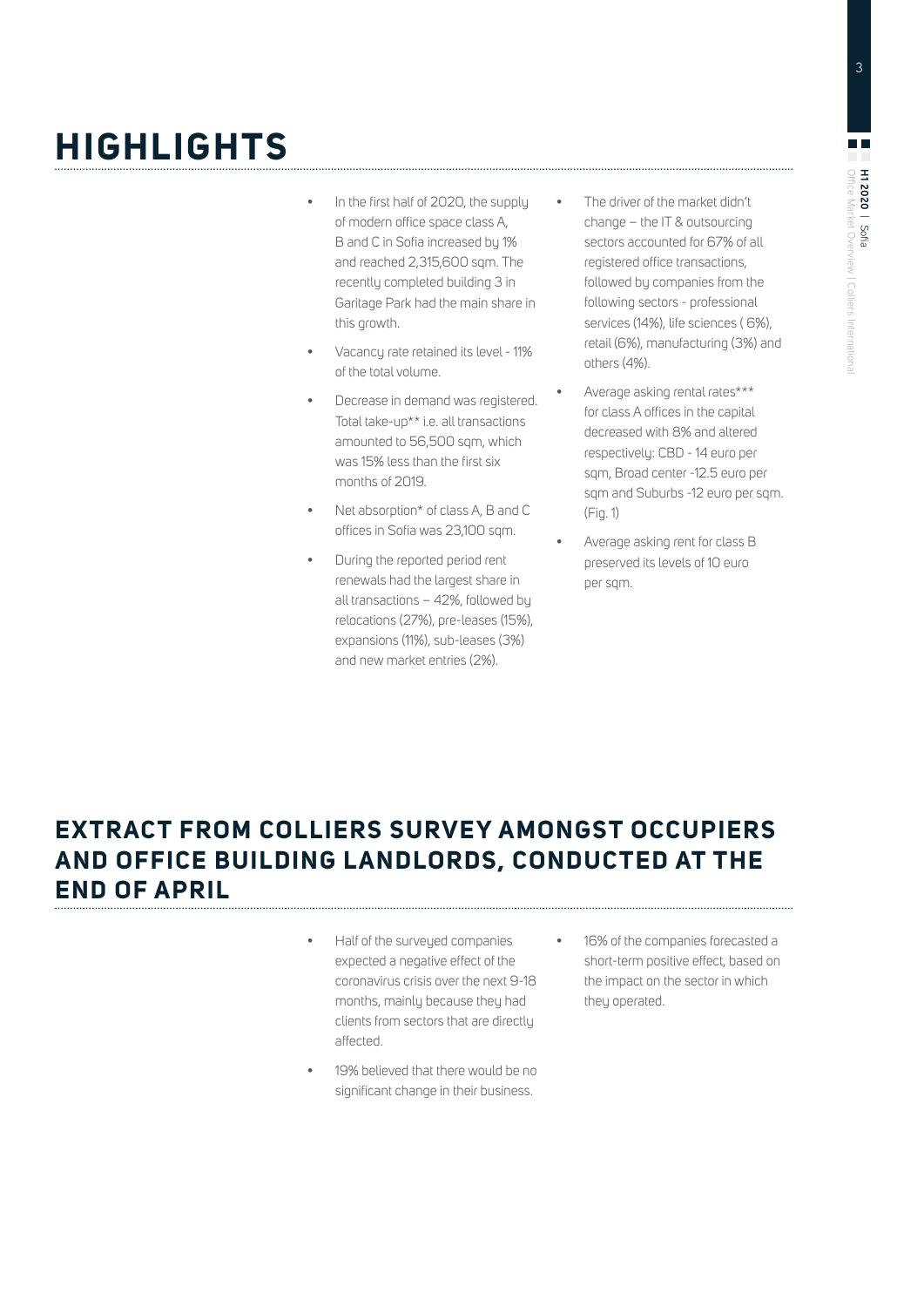# HIGHLIGHTS

- In the first half of 2020, the supply of modern office space class A, B and C in Sofia increased by 1% and reached 2,315,600 sqm. The recently completed building 3 in Garitage Park had the main share in this growth.
- Vacancy rate retained its level - 11% of the total volume.
- Decrease in demand was registered. Total take-up** i.e. all transactions amounted to 56,500 sqm, which was 15% less than the first six months of 2019.
- Net absorption* of class A, B and C offices in Sofia was 23,100 sqm.
- During the reported period rent renewals had the largest share in all transactions – 42%, followed by relocations (27%), pre-leases (15%), expansions (11%), sub-leases (3%) and new market entries (2%).
- The driver of the market didn't change – the IT & outsourcing sectors accounted for 67% of all registered office transactions, followed by companies from the following sectors - professional services (14%), life sciences ( 6%), retail (6%), manufacturing (3%) and others (4%).
- Average asking rental rates*** for class A offices in the capital decreased with 8% and altered respectively: CBD - 14 euro per sqm, Broad center -12.5 euro per sqm and Suburbs -12 euro per sqm. (Fig. 1)
- Average asking rent for class B preserved its levels of 10 euro per sqm.

# EXTRACT FROM COLLIERS SURVEY AMONGST OCCUPIERS AND OFFICE BUILDING LANDLORDS, CONDUCTED AT THE END OF APRIL

- Half of the surveyed companies expected a negative effect of the coronavirus crisis over the next 9-18 months, mainly because they had clients from sectors that are directly affected.
- 19% believed that there would be no significant change in their business.
- 16% of the companies forecasted a short-term positive effect, based on the impact on the sector in which they operated.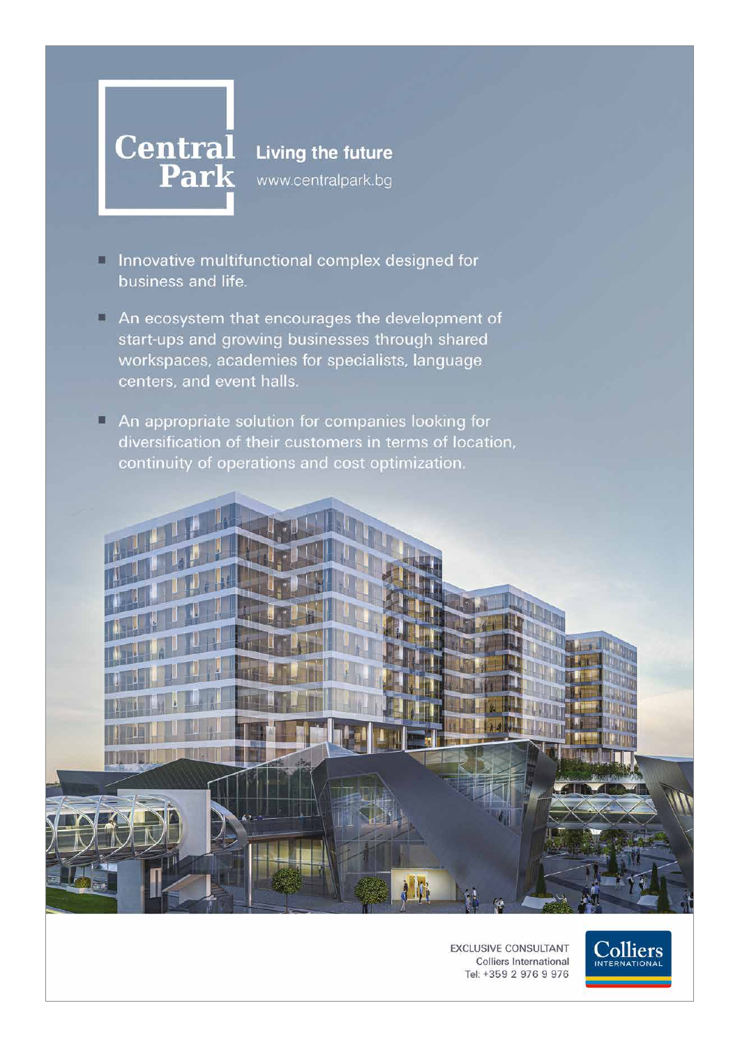# Central Park

**Living the future**

www.centralpark.bg

- Innovative multifunctional complex designed for business and life.
- An ecosystem that encourages the development of start-ups and growing businesses through shared workspaces, academies for specialists, language centers, and event halls.
- An appropriate solution for companies looking for diversification of their customers in terms of location, continuity of operations and cost optimization.

EXCLUSIVE CONSULTANT
Colliers International
Tel: +359 2 976 9 976

Colliers INTERNATIONAL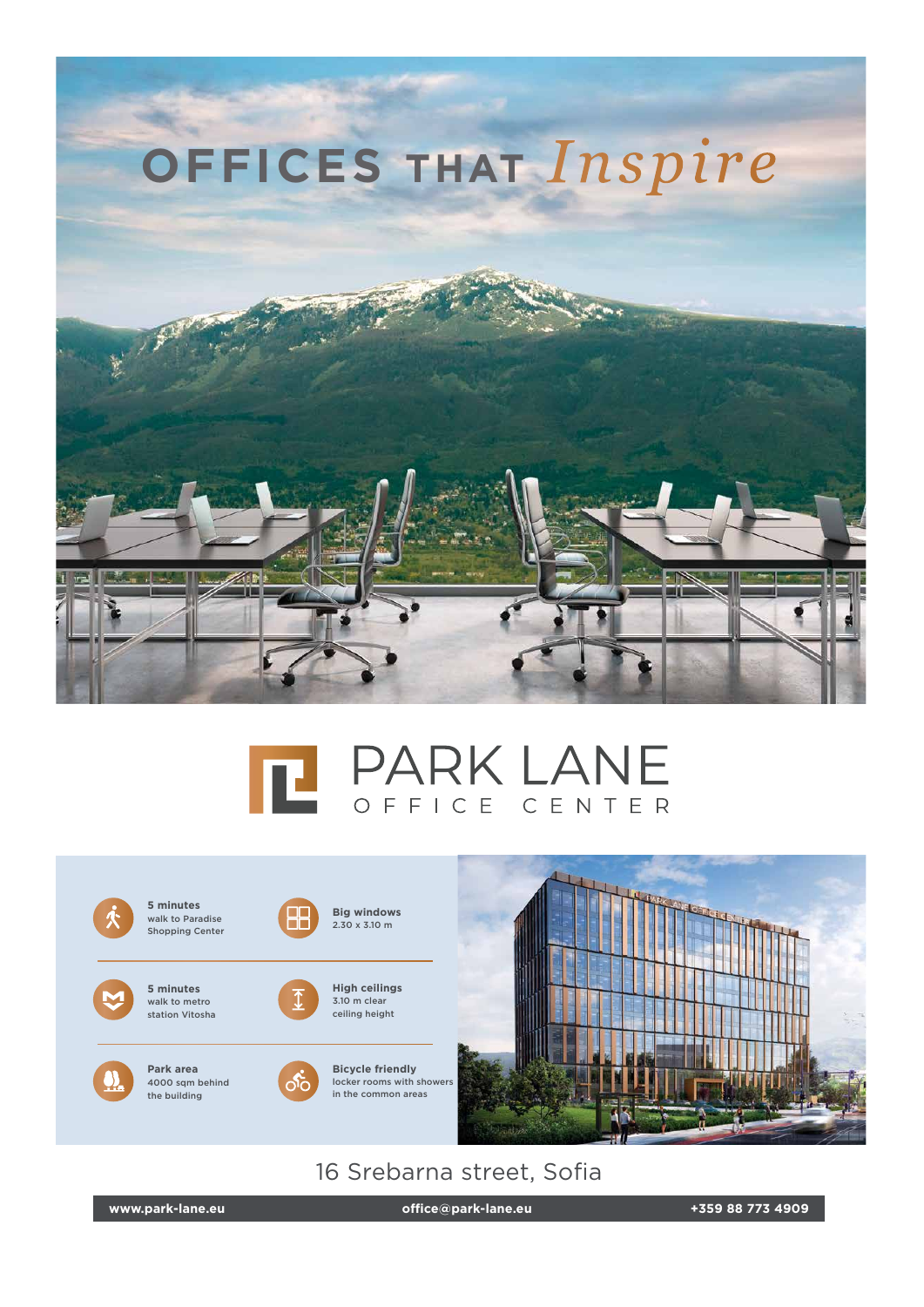# OFFICES THAT *Inspire*

## PARK LANE
OFFICE CENTER

**5 minutes**
walk to Paradise Shopping Center

**Big windows**
2.30 x 3.10 m

**5 minutes**
walk to metro station Vitosha

**High ceilings**
3.10 m clear ceiling height

**Park area**
4000 sqm behind the building

**Bicycle friendly**
locker rooms with showers in the common areas

16 Srebarna street, Sofia

**www.park-lane.eu** | **office@park-lane.eu** | **+359 88 773 4909**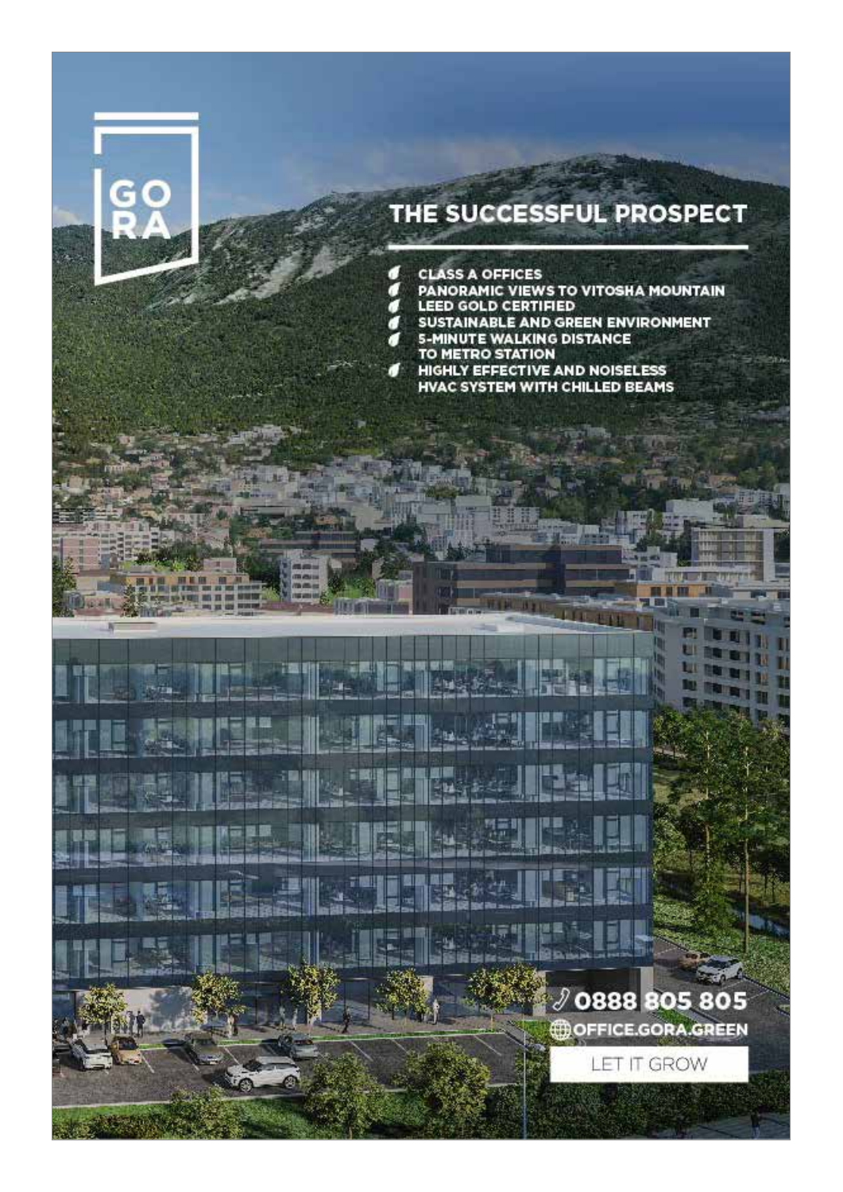GO
RA

## THE SUCCESSFUL PROSPECT

- CLASS A OFFICES
- PANORAMIC VIEWS TO VITOSHA MOUNTAIN
- LEED GOLD CERTIFIED
- SUSTAINABLE AND GREEN ENVIRONMENT
- 5-MINUTE WALKING DISTANCE TO METRO STATION
- HIGHLY EFFECTIVE AND NOISELESS HVAC SYSTEM WITH CHILLED BEAMS

0888 805 805

OFFICE.GORA.GREEN

LET IT GROW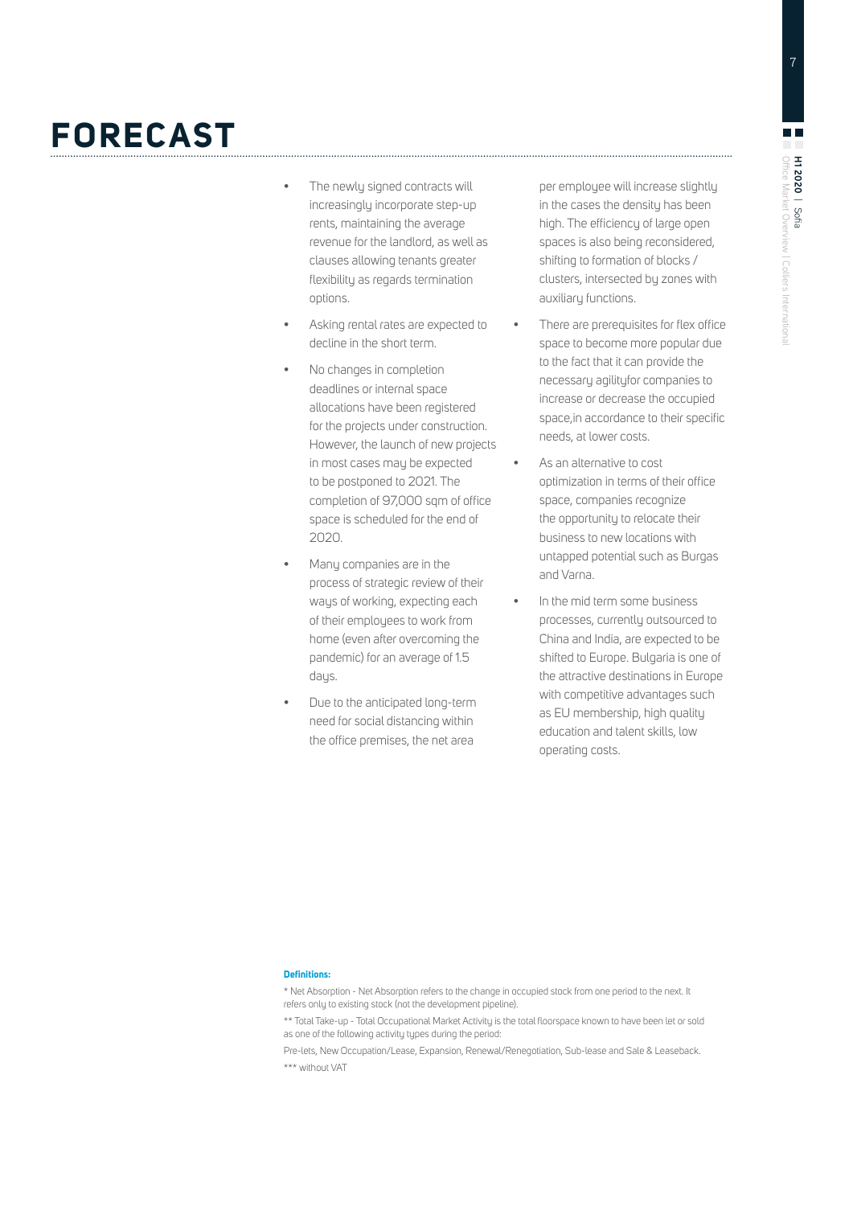# FORECAST

- The newly signed contracts will increasingly incorporate step-up rents, maintaining the average revenue for the landlord, as well as clauses allowing tenants greater flexibility as regards termination options.
- Asking rental rates are expected to decline in the short term.
- No changes in completion deadlines or internal space allocations have been registered for the projects under construction. However, the launch of new projects in most cases may be expected to be postponed to 2021. The completion of 97,000 sqm of office space is scheduled for the end of 2020.
- Many companies are in the process of strategic review of their ways of working, expecting each of their employees to work from home (even after overcoming the pandemic) for an average of 1.5 days.
- Due to the anticipated long-term need for social distancing within the office premises, the net area per employee will increase slightly in the cases the density has been high. The efficiency of large open spaces is also being reconsidered, shifting to formation of blocks / clusters, intersected by zones with auxiliary functions.
- There are prerequisites for flex office space to become more popular due to the fact that it can provide the necessary agilityfor companies to increase or decrease the occupied space,in accordance to their specific needs, at lower costs.
- As an alternative to cost optimization in terms of their office space, companies recognize the opportunity to relocate their business to new locations with untapped potential such as Burgas and Varna.
- In the mid term some business processes, currently outsourced to China and India, are expected to be shifted to Europe. Bulgaria is one of the attractive destinations in Europe with competitive advantages such as EU membership, high quality education and talent skills, low operating costs.

**Definitions:**

* Net Absorption - Net Absorption refers to the change in occupied stock from one period to the next. It refers only to existing stock (not the development pipeline).

** Total Take-up - Total Occupational Market Activity is the total floorspace known to have been let or sold as one of the following activity types during the period:

Pre-lets, New Occupation/Lease, Expansion, Renewal/Renegotiation, Sub-lease and Sale & Leaseback.

*** without VAT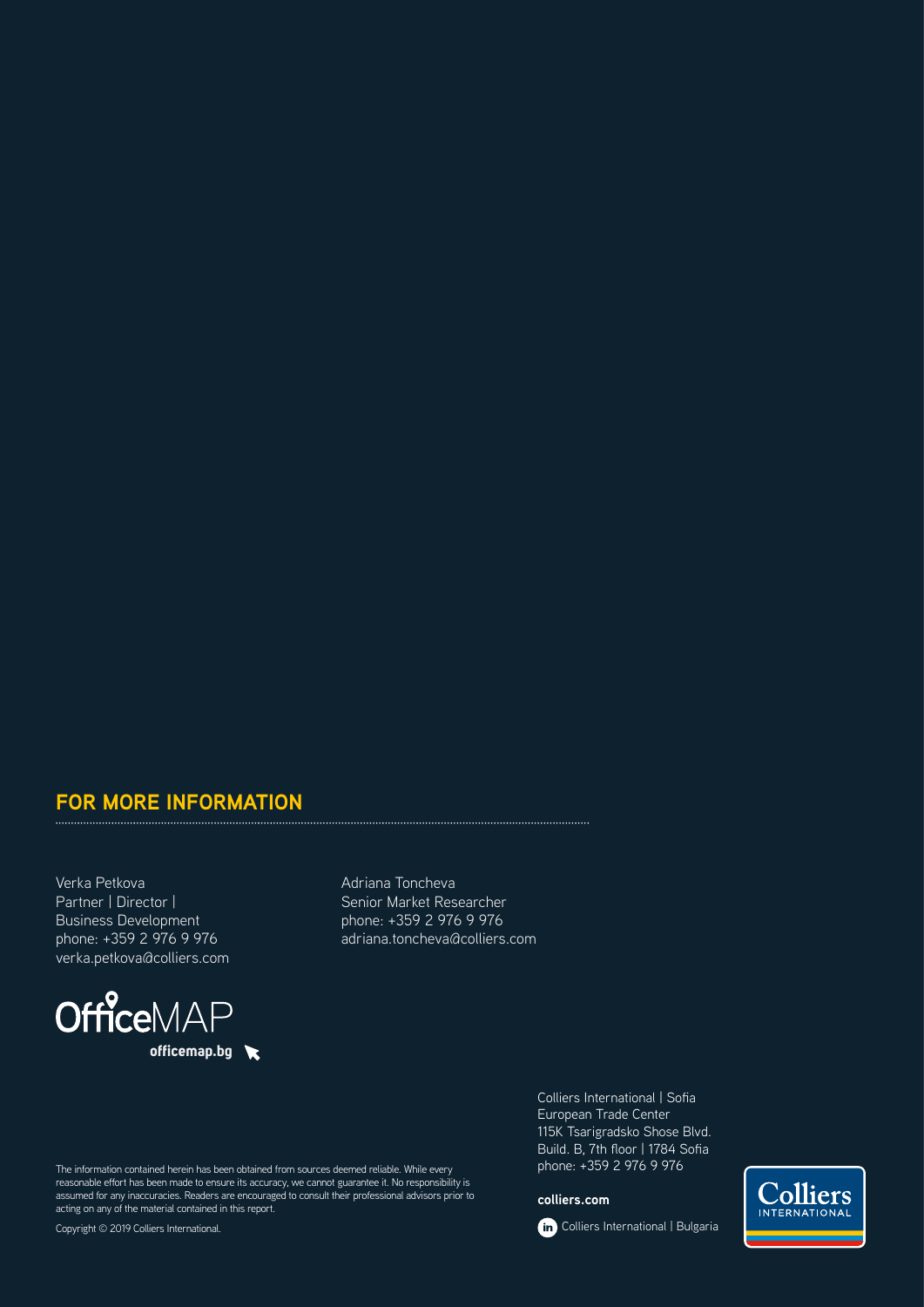## FOR MORE INFORMATION

Verka Petkova
Partner | Director |
Business Development
phone: +359 2 976 9 976
verka.petkova@colliers.com

Adriana Toncheva
Senior Market Researcher
phone: +359 2 976 9 976
adriana.toncheva@colliers.com

OfficeMAP
**officemap.bg**

Colliers International | Sofia
European Trade Center
115K Tsarigradsko Shose Blvd.
Build. B, 7th floor | 1784 Sofia
phone: +359 2 976 9 976

**colliers.com**

Colliers International | Bulgaria

The information contained herein has been obtained from sources deemed reliable. While every reasonable effort has been made to ensure its accuracy, we cannot guarantee it. No responsibility is assumed for any inaccuracies. Readers are encouraged to consult their professional advisors prior to acting on any of the material contained in this report.

Copyright © 2019 Colliers International.

Colliers INTERNATIONAL